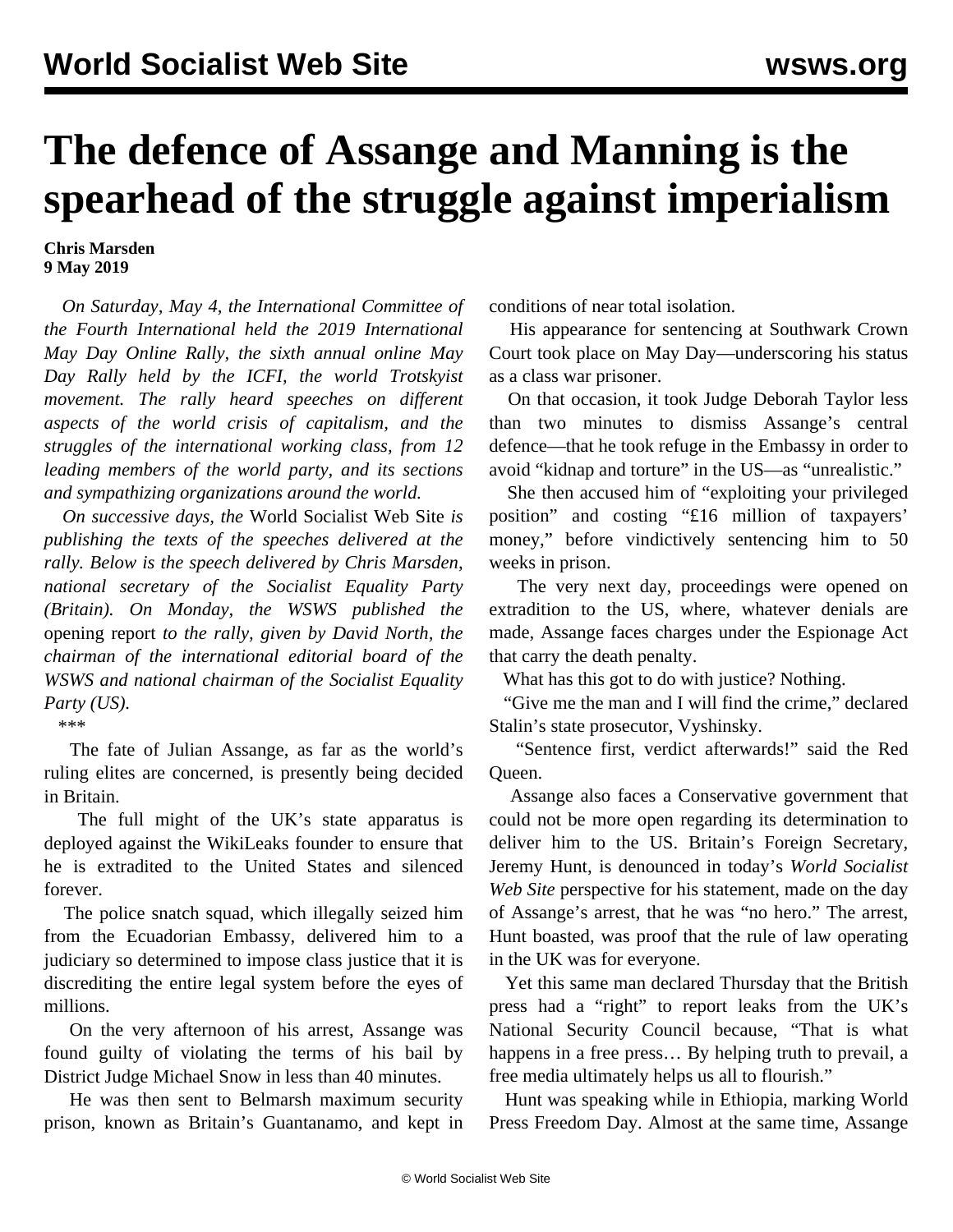# The defence of Assange and Manning is the spearhead of the struggle against imperialism

**Chris Marsden**
**9 May 2019**

*On Saturday, May 4, the International Committee of the Fourth International held the 2019 International May Day Online Rally, the sixth annual online May Day Rally held by the ICFI, the world Trotskyist movement. The rally heard speeches on different aspects of the world crisis of capitalism, and the struggles of the international working class, from 12 leading members of the world party, and its sections and sympathizing organizations around the world.*

*On successive days, the* World Socialist Web Site *is publishing the texts of the speeches delivered at the rally. Below is the speech delivered by Chris Marsden, national secretary of the Socialist Equality Party (Britain). On Monday, the WSWS published the* opening report *to the rally, given by David North, the chairman of the international editorial board of the WSWS and national chairman of the Socialist Equality Party (US).*

\*\*\*

The fate of Julian Assange, as far as the world's ruling elites are concerned, is presently being decided in Britain.

The full might of the UK's state apparatus is deployed against the WikiLeaks founder to ensure that he is extradited to the United States and silenced forever.

The police snatch squad, which illegally seized him from the Ecuadorian Embassy, delivered him to a judiciary so determined to impose class justice that it is discrediting the entire legal system before the eyes of millions.

On the very afternoon of his arrest, Assange was found guilty of violating the terms of his bail by District Judge Michael Snow in less than 40 minutes.

He was then sent to Belmarsh maximum security prison, known as Britain's Guantanamo, and kept in conditions of near total isolation.

His appearance for sentencing at Southwark Crown Court took place on May Day—underscoring his status as a class war prisoner.

On that occasion, it took Judge Deborah Taylor less than two minutes to dismiss Assange's central defence—that he took refuge in the Embassy in order to avoid "kidnap and torture" in the US—as "unrealistic."

She then accused him of "exploiting your privileged position" and costing "£16 million of taxpayers' money," before vindictively sentencing him to 50 weeks in prison.

The very next day, proceedings were opened on extradition to the US, where, whatever denials are made, Assange faces charges under the Espionage Act that carry the death penalty.

What has this got to do with justice? Nothing.

"Give me the man and I will find the crime," declared Stalin's state prosecutor, Vyshinsky.

"Sentence first, verdict afterwards!" said the Red Queen.

Assange also faces a Conservative government that could not be more open regarding its determination to deliver him to the US. Britain's Foreign Secretary, Jeremy Hunt, is denounced in today's *World Socialist Web Site* perspective for his statement, made on the day of Assange's arrest, that he was "no hero." The arrest, Hunt boasted, was proof that the rule of law operating in the UK was for everyone.

Yet this same man declared Thursday that the British press had a "right" to report leaks from the UK's National Security Council because, "That is what happens in a free press… By helping truth to prevail, a free media ultimately helps us all to flourish."

Hunt was speaking while in Ethiopia, marking World Press Freedom Day. Almost at the same time, Assange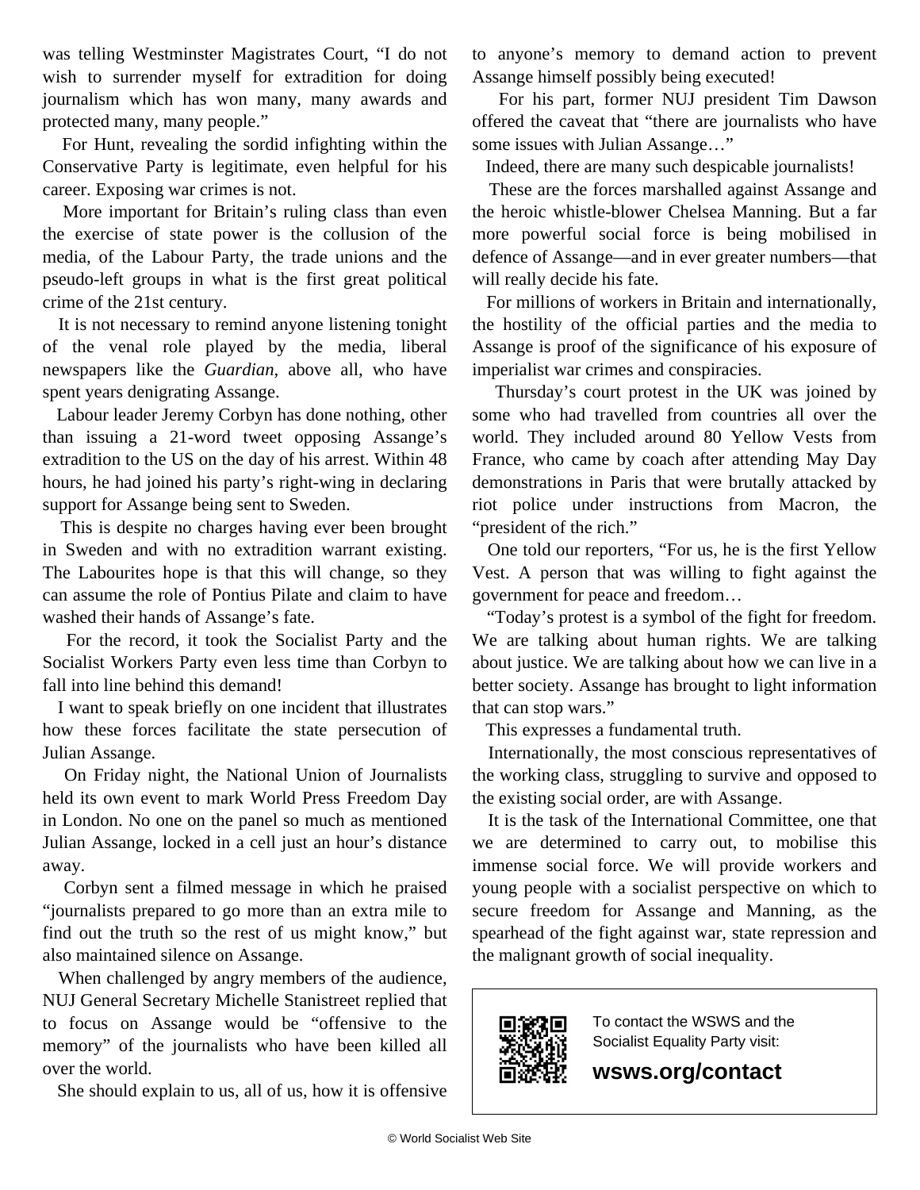was telling Westminster Magistrates Court, "I do not wish to surrender myself for extradition for doing journalism which has won many, many awards and protected many, many people."

For Hunt, revealing the sordid infighting within the Conservative Party is legitimate, even helpful for his career. Exposing war crimes is not.

More important for Britain's ruling class than even the exercise of state power is the collusion of the media, of the Labour Party, the trade unions and the pseudo-left groups in what is the first great political crime of the 21st century.

It is not necessary to remind anyone listening tonight of the venal role played by the media, liberal newspapers like the *Guardian*, above all, who have spent years denigrating Assange.

Labour leader Jeremy Corbyn has done nothing, other than issuing a 21-word tweet opposing Assange's extradition to the US on the day of his arrest. Within 48 hours, he had joined his party's right-wing in declaring support for Assange being sent to Sweden.

This is despite no charges having ever been brought in Sweden and with no extradition warrant existing. The Labourites hope is that this will change, so they can assume the role of Pontius Pilate and claim to have washed their hands of Assange's fate.

For the record, it took the Socialist Party and the Socialist Workers Party even less time than Corbyn to fall into line behind this demand!

I want to speak briefly on one incident that illustrates how these forces facilitate the state persecution of Julian Assange.

On Friday night, the National Union of Journalists held its own event to mark World Press Freedom Day in London. No one on the panel so much as mentioned Julian Assange, locked in a cell just an hour's distance away.

Corbyn sent a filmed message in which he praised "journalists prepared to go more than an extra mile to find out the truth so the rest of us might know," but also maintained silence on Assange.

When challenged by angry members of the audience, NUJ General Secretary Michelle Stanistreet replied that to focus on Assange would be "offensive to the memory" of the journalists who have been killed all over the world.

She should explain to us, all of us, how it is offensive to anyone's memory to demand action to prevent Assange himself possibly being executed!

For his part, former NUJ president Tim Dawson offered the caveat that "there are journalists who have some issues with Julian Assange…"

Indeed, there are many such despicable journalists!

These are the forces marshalled against Assange and the heroic whistle-blower Chelsea Manning. But a far more powerful social force is being mobilised in defence of Assange—and in ever greater numbers—that will really decide his fate.

For millions of workers in Britain and internationally, the hostility of the official parties and the media to Assange is proof of the significance of his exposure of imperialist war crimes and conspiracies.

Thursday's court protest in the UK was joined by some who had travelled from countries all over the world. They included around 80 Yellow Vests from France, who came by coach after attending May Day demonstrations in Paris that were brutally attacked by riot police under instructions from Macron, the "president of the rich."

One told our reporters, "For us, he is the first Yellow Vest. A person that was willing to fight against the government for peace and freedom…

"Today's protest is a symbol of the fight for freedom. We are talking about human rights. We are talking about justice. We are talking about how we can live in a better society. Assange has brought to light information that can stop wars."

This expresses a fundamental truth.

Internationally, the most conscious representatives of the working class, struggling to survive and opposed to the existing social order, are with Assange.

It is the task of the International Committee, one that we are determined to carry out, to mobilise this immense social force. We will provide workers and young people with a socialist perspective on which to secure freedom for Assange and Manning, as the spearhead of the fight against war, state repression and the malignant growth of social inequality.

To contact the WSWS and the Socialist Equality Party visit:

**wsws.org/contact**